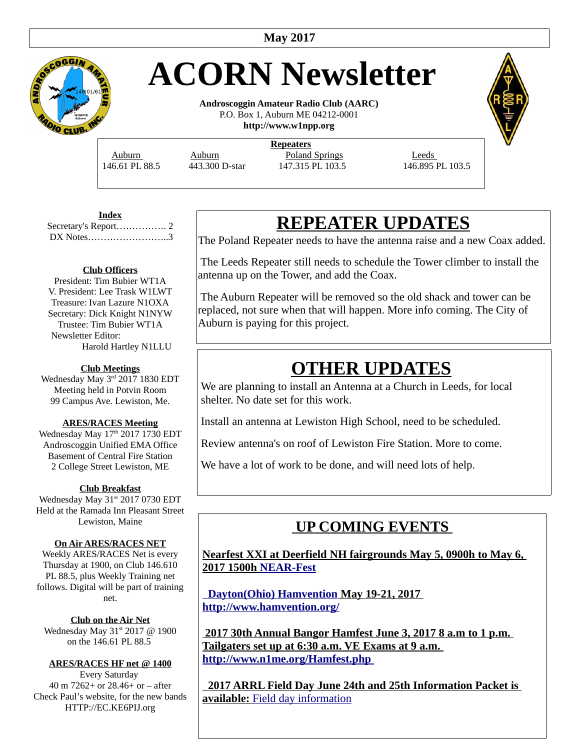May 2017

# ACORN Newsletter

**Androscoggin Amateur Radio Club (AARC)**
P.O. Box 1, Auburn ME 04212-0001
**http://www.w1npp.org**

**Repeaters**

| Auburn | Auburn | Poland Springs | Leeds |
|---|---|---|---|
| 146.61 PL 88.5 | 443.300 D-star | 147.315 PL 103.5 | 146.895 PL 103.5 |

**Index**
Secretary's Report……………. 2
DX Notes……………………..3

**Club Officers**
President: Tim Bubier WT1A
V. President: Lee Trask W1LWT
Treasure: Ivan Lazure N1OXA
Secretary: Dick Knight N1NYW
Trustee: Tim Bubier WT1A
Newsletter Editor:
Harold Hartley N1LLU

**Club Meetings**
Wednesday May 3rd 2017 1830 EDT
Meeting held in Potvin Room
99 Campus Ave. Lewiston, Me.

**ARES/RACES Meeting**
Wednesday May 17th 2017 1730 EDT
Androscoggin Unified EMA Office
Basement of Central Fire Station
2 College Street Lewiston, ME

**Club Breakfast**
Wednesday May 31st 2017 0730 EDT
Held at the Ramada Inn Pleasant Street
Lewiston, Maine

**On Air ARES/RACES NET**
Weekly ARES/RACES Net is every Thursday at 1900, on Club 146.610 PL 88.5, plus Weekly Training net follows. Digital will be part of training net.

**Club on the Air Net**
Wednesday May 31st 2017 @ 1900
on the 146.61 PL 88.5

**ARES/RACES HF net @ 1400**
Every Saturday
40 m 7262+ or 28.46+ or – after
Check Paul's website, for the new bands
HTTP://EC.KE6PIJ.org

## REPEATER UPDATES

The Poland Repeater needs to have the antenna raise and a new Coax added.

The Leeds Repeater still needs to schedule the Tower climber to install the antenna up on the Tower, and add the Coax.

The Auburn Repeater will be removed so the old shack and tower can be replaced, not sure when that will happen. More info coming. The City of Auburn is paying for this project.

## OTHER UPDATES

We are planning to install an Antenna at a Church in Leeds, for local shelter. No date set for this work.

Install an antenna at Lewiston High School, need to be scheduled.

Review antenna's on roof of Lewiston Fire Station. More to come.

We have a lot of work to be done, and will need lots of help.

## UP COMING EVENTS

**Nearfest XXI at Deerfield NH fairgrounds May 5, 0900h to May 6, 2017 1500h NEAR-Fest**

**Dayton(Ohio) Hamvention May 19-21, 2017 http://www.hamvention.org/**

**2017 30th Annual Bangor Hamfest June 3, 2017 8 a.m to 1 p.m. Tailgaters set up at 6:30 a.m. VE Exams at 9 a.m. http://www.n1me.org/Hamfest.php**

**2017 ARRL Field Day June 24th and 25th Information Packet is available:** Field day information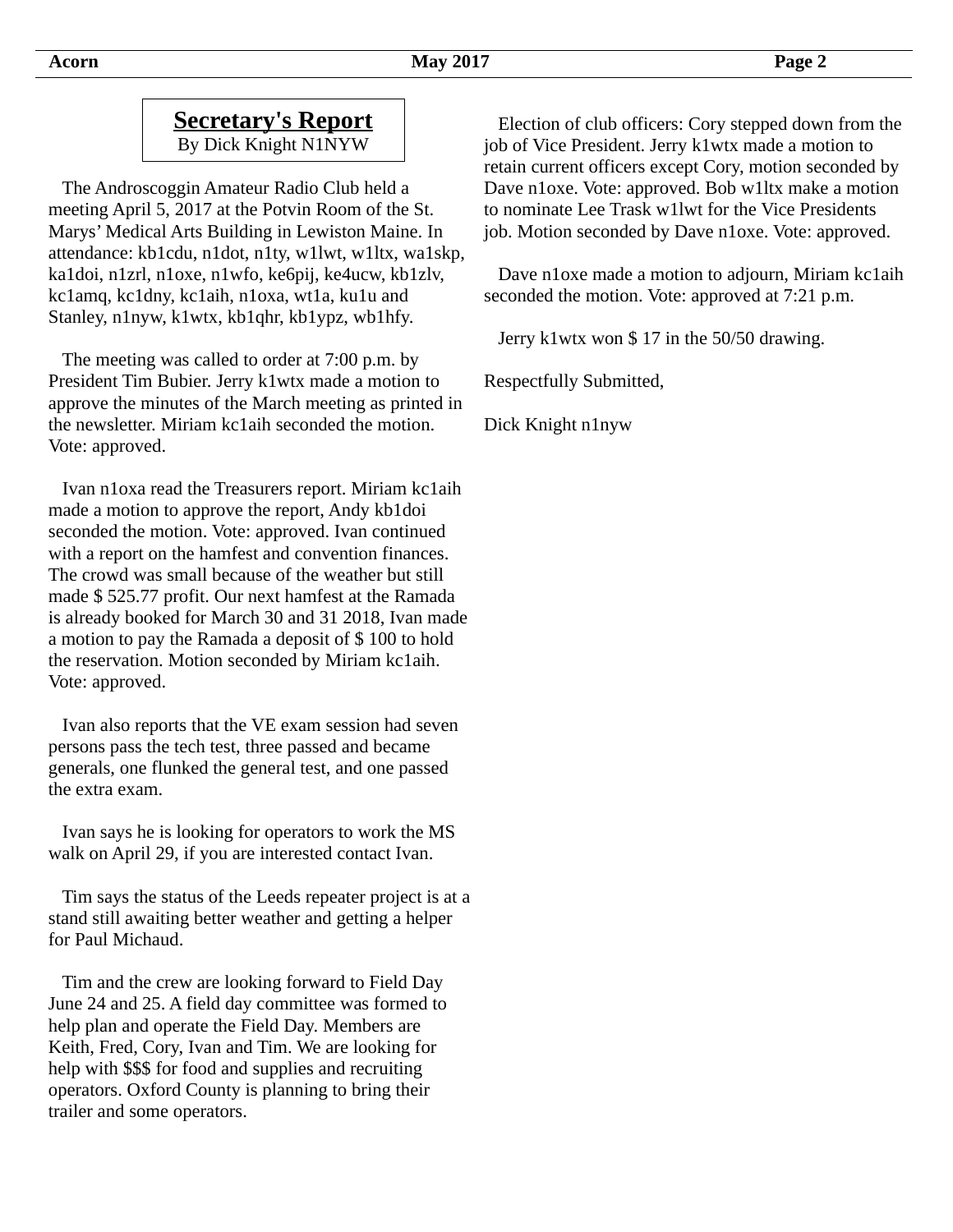## Secretary's Report

By Dick Knight N1NYW

The Androscoggin Amateur Radio Club held a meeting April 5, 2017 at the Potvin Room of the St. Marys' Medical Arts Building in Lewiston Maine. In attendance: kb1cdu, n1dot, n1ty, w1lwt, w1ltx, wa1skp, ka1doi, n1zrl, n1oxe, n1wfo, ke6pij, ke4ucw, kb1zlv, kc1amq, kc1dny, kc1aih, n1oxa, wt1a, ku1u and Stanley, n1nyw, k1wtx, kb1qhr, kb1ypz, wb1hfy.

The meeting was called to order at 7:00 p.m. by President Tim Bubier. Jerry k1wtx made a motion to approve the minutes of the March meeting as printed in the newsletter. Miriam kc1aih seconded the motion. Vote: approved.

Ivan n1oxa read the Treasurers report. Miriam kc1aih made a motion to approve the report, Andy kb1doi seconded the motion. Vote: approved. Ivan continued with a report on the hamfest and convention finances. The crowd was small because of the weather but still made $ 525.77 profit. Our next hamfest at the Ramada is already booked for March 30 and 31 2018, Ivan made a motion to pay the Ramada a deposit of $ 100 to hold the reservation. Motion seconded by Miriam kc1aih. Vote: approved.

Ivan also reports that the VE exam session had seven persons pass the tech test, three passed and became generals, one flunked the general test, and one passed the extra exam.

Ivan says he is looking for operators to work the MS walk on April 29, if you are interested contact Ivan.

Tim says the status of the Leeds repeater project is at a stand still awaiting better weather and getting a helper for Paul Michaud.

Tim and the crew are looking forward to Field Day June 24 and 25. A field day committee was formed to help plan and operate the Field Day. Members are Keith, Fred, Cory, Ivan and Tim. We are looking for help with $$$ for food and supplies and recruiting operators. Oxford County is planning to bring their trailer and some operators.

Election of club officers: Cory stepped down from the job of Vice President. Jerry k1wtx made a motion to retain current officers except Cory, motion seconded by Dave n1oxe. Vote: approved. Bob w1ltx make a motion to nominate Lee Trask w1lwt for the Vice Presidents job. Motion seconded by Dave n1oxe. Vote: approved.

Dave n1oxe made a motion to adjourn, Miriam kc1aih seconded the motion. Vote: approved at 7:21 p.m.

Jerry k1wtx won $ 17 in the 50/50 drawing.

Respectfully Submitted,

Dick Knight n1nyw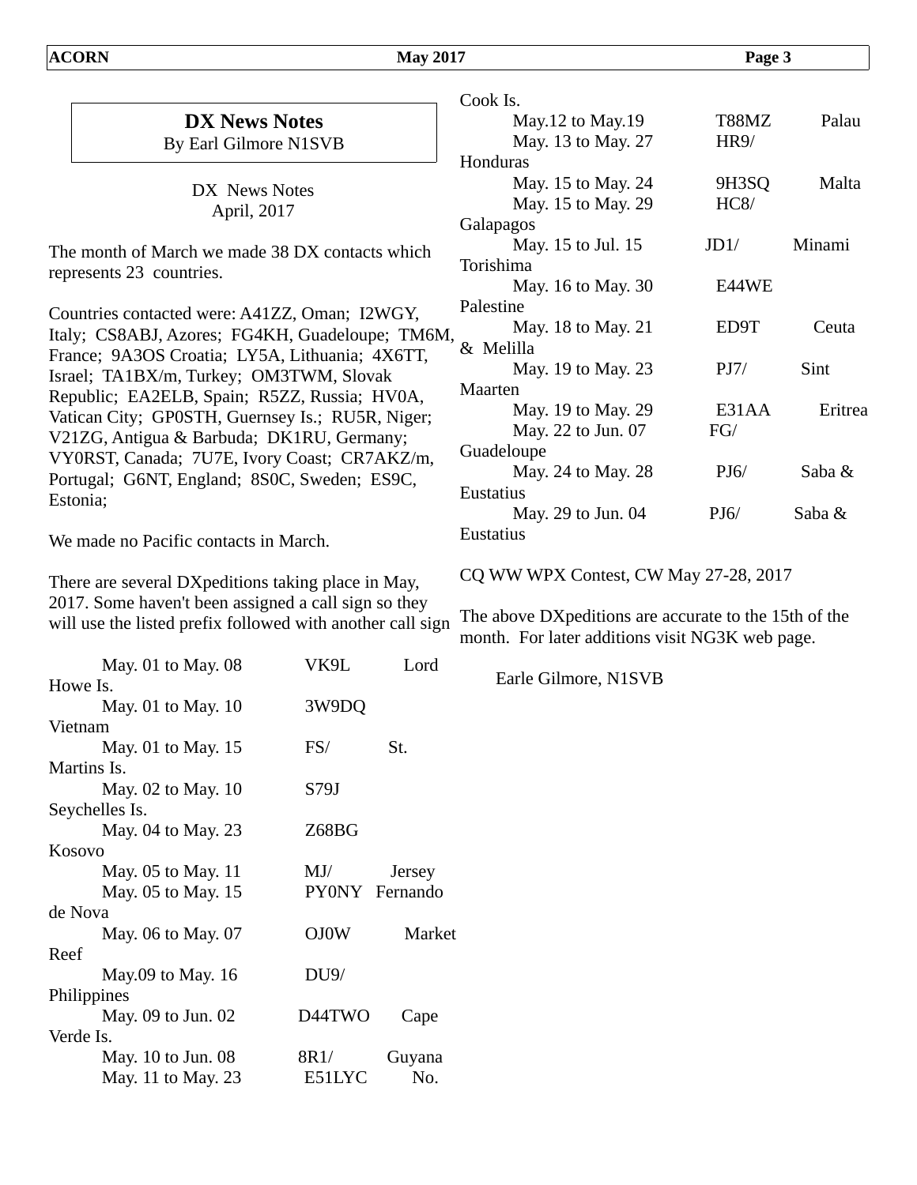## DX News Notes

By Earl Gilmore N1SVB

DX News Notes
April, 2017

The month of March we made 38 DX contacts which represents 23 countries.

Countries contacted were: A41ZZ, Oman; I2WGY, Italy; CS8ABJ, Azores; FG4KH, Guadeloupe; TM6M, France; 9A3OS Croatia; LY5A, Lithuania; 4X6TT, Israel; TA1BX/m, Turkey; OM3TWM, Slovak Republic; EA2ELB, Spain; R5ZZ, Russia; HV0A, Vatican City; GP0STH, Guernsey Is.; RU5R, Niger; V21ZG, Antigua & Barbuda; DK1RU, Germany; VY0RST, Canada; 7U7E, Ivory Coast; CR7AKZ/m, Portugal; G6NT, England; 8S0C, Sweden; ES9C, Estonia;

We made no Pacific contacts in March.

There are several DXpeditions taking place in May, 2017. Some haven't been assigned a call sign so they will use the listed prefix followed with another call sign

| | | |
|---|---|---|
| May. 01 to May. 08 | VK9L | Lord Howe Is. |
| May. 01 to May. 10 | 3W9DQ | Vietnam |
| May. 01 to May. 15 | FS/ | St. Martins Is. |
| May. 02 to May. 10 | S79J | Seychelles Is. |
| May. 04 to May. 23 | Z68BG | Kosovo |
| May. 05 to May. 11 | MJ/ | Jersey |
| May. 05 to May. 15 | PY0NY | Fernando de Nova |
| May. 06 to May. 07 | OJ0W | Market Reef |
| May.09 to May. 16 | DU9/ | Philippines |
| May. 09 to Jun. 02 | D44TWO | Cape Verde Is. |
| May. 10 to Jun. 08 | 8R1/ | Guyana |
| May. 11 to May. 23 | E51LYC | No. Cook Is. |
| May.12 to May.19 | T88MZ | Palau |
| May. 13 to May. 27 | HR9/ | Honduras |
| May. 15 to May. 24 | 9H3SQ | Malta |
| May. 15 to May. 29 | HC8/ | Galapagos |
| May. 15 to Jul. 15 | JD1/ | Minami Torishima |
| May. 16 to May. 30 | E44WE | Palestine |
| May. 18 to May. 21 | ED9T | Ceuta & Melilla |
| May. 19 to May. 23 | PJ7/ | Sint Maarten |
| May. 19 to May. 29 | E31AA | Eritrea |
| May. 22 to Jun. 07 | FG/ | Guadeloupe |
| May. 24 to May. 28 | PJ6/ | Saba & Eustatius |
| May. 29 to Jun. 04 | PJ6/ | Saba & Eustatius |

CQ WW WPX Contest, CW May 27-28, 2017

The above DXpeditions are accurate to the 15th of the month. For later additions visit NG3K web page.

Earle Gilmore, N1SVB